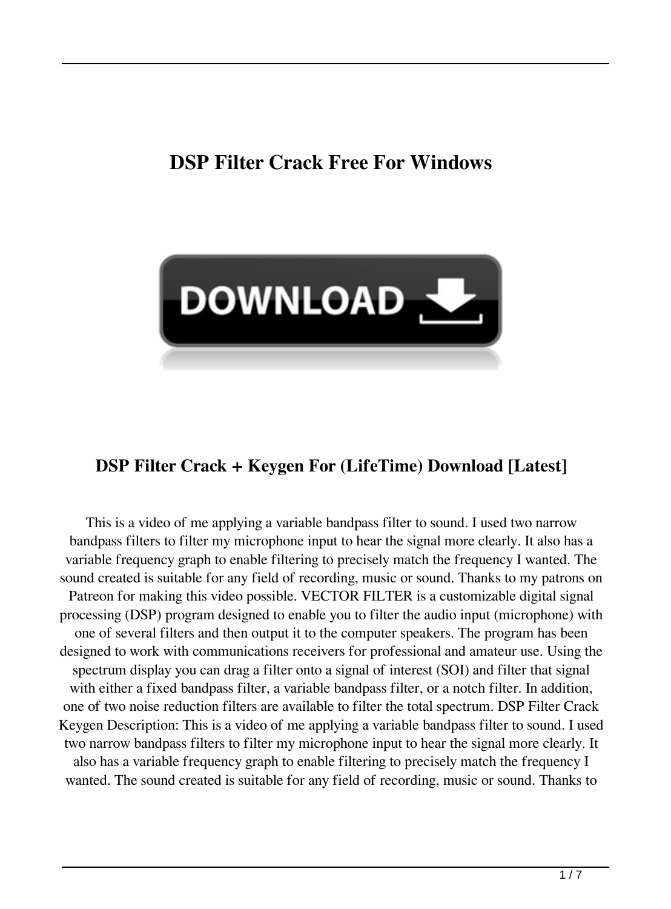# DSP Filter Crack Free For Windows

DOWNLOAD

## DSP Filter Crack + Keygen For (LifeTime) Download [Latest]

This is a video of me applying a variable bandpass filter to sound. I used two narrow bandpass filters to filter my microphone input to hear the signal more clearly. It also has a variable frequency graph to enable filtering to precisely match the frequency I wanted. The sound created is suitable for any field of recording, music or sound. Thanks to my patrons on Patreon for making this video possible. VECTOR FILTER is a customizable digital signal processing (DSP) program designed to enable you to filter the audio input (microphone) with one of several filters and then output it to the computer speakers. The program has been designed to work with communications receivers for professional and amateur use. Using the spectrum display you can drag a filter onto a signal of interest (SOI) and filter that signal with either a fixed bandpass filter, a variable bandpass filter, or a notch filter. In addition, one of two noise reduction filters are available to filter the total spectrum. DSP Filter Crack Keygen Description: This is a video of me applying a variable bandpass filter to sound. I used two narrow bandpass filters to filter my microphone input to hear the signal more clearly. It also has a variable frequency graph to enable filtering to precisely match the frequency I wanted. The sound created is suitable for any field of recording, music or sound. Thanks to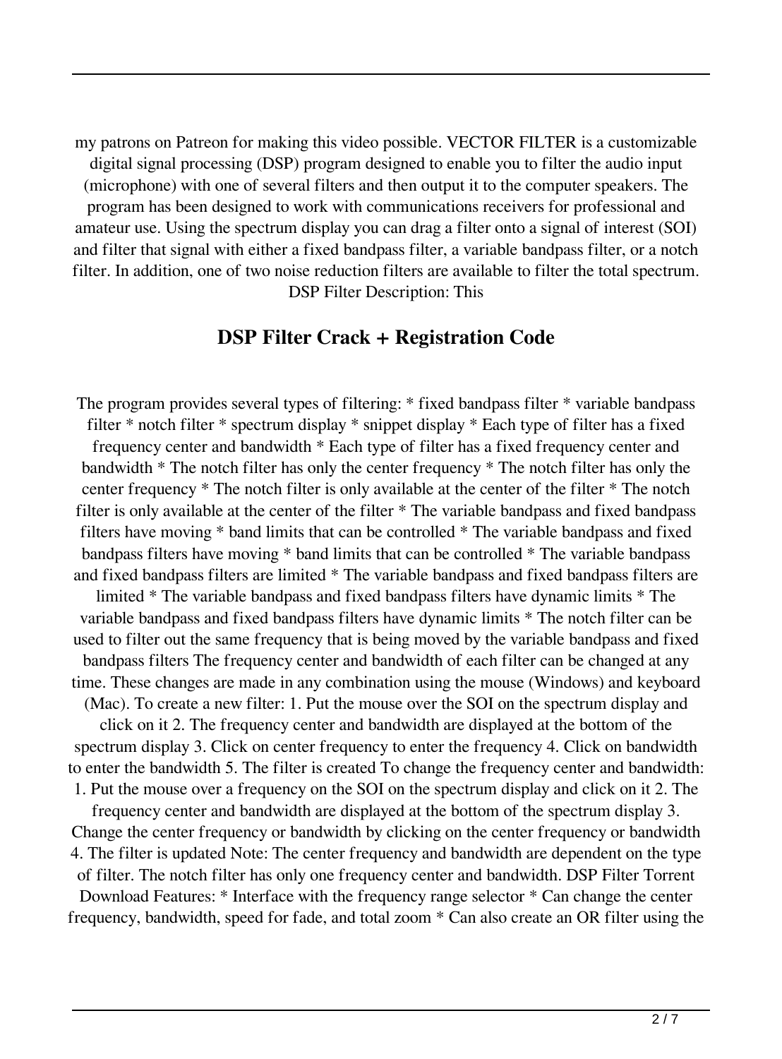my patrons on Patreon for making this video possible. VECTOR FILTER is a customizable digital signal processing (DSP) program designed to enable you to filter the audio input (microphone) with one of several filters and then output it to the computer speakers. The program has been designed to work with communications receivers for professional and amateur use. Using the spectrum display you can drag a filter onto a signal of interest (SOI) and filter that signal with either a fixed bandpass filter, a variable bandpass filter, or a notch filter. In addition, one of two noise reduction filters are available to filter the total spectrum. DSP Filter Description: This

## DSP Filter Crack + Registration Code

The program provides several types of filtering: * fixed bandpass filter * variable bandpass filter * notch filter * spectrum display * snippet display * Each type of filter has a fixed frequency center and bandwidth * Each type of filter has a fixed frequency center and bandwidth * The notch filter has only the center frequency * The notch filter has only the center frequency * The notch filter is only available at the center of the filter * The notch filter is only available at the center of the filter * The variable bandpass and fixed bandpass filters have moving * band limits that can be controlled * The variable bandpass and fixed bandpass filters have moving * band limits that can be controlled * The variable bandpass and fixed bandpass filters are limited * The variable bandpass and fixed bandpass filters are limited * The variable bandpass and fixed bandpass filters have dynamic limits * The variable bandpass and fixed bandpass filters have dynamic limits * The notch filter can be used to filter out the same frequency that is being moved by the variable bandpass and fixed bandpass filters The frequency center and bandwidth of each filter can be changed at any time. These changes are made in any combination using the mouse (Windows) and keyboard (Mac). To create a new filter: 1. Put the mouse over the SOI on the spectrum display and click on it 2. The frequency center and bandwidth are displayed at the bottom of the spectrum display 3. Click on center frequency to enter the frequency 4. Click on bandwidth to enter the bandwidth 5. The filter is created To change the frequency center and bandwidth: 1. Put the mouse over a frequency on the SOI on the spectrum display and click on it 2. The frequency center and bandwidth are displayed at the bottom of the spectrum display 3. Change the center frequency or bandwidth by clicking on the center frequency or bandwidth 4. The filter is updated Note: The center frequency and bandwidth are dependent on the type of filter. The notch filter has only one frequency center and bandwidth. DSP Filter Torrent Download Features: * Interface with the frequency range selector * Can change the center frequency, bandwidth, speed for fade, and total zoom * Can also create an OR filter using the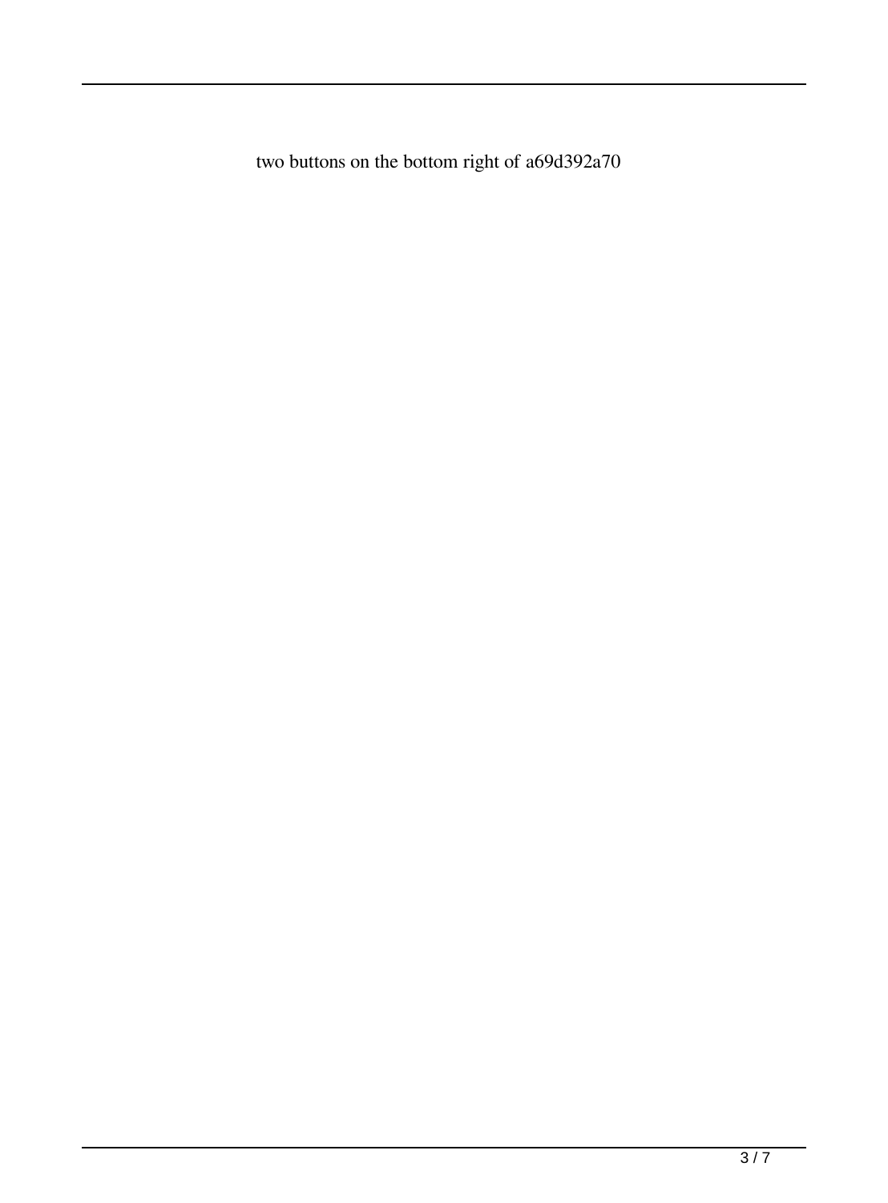two buttons on the bottom right of a69d392a70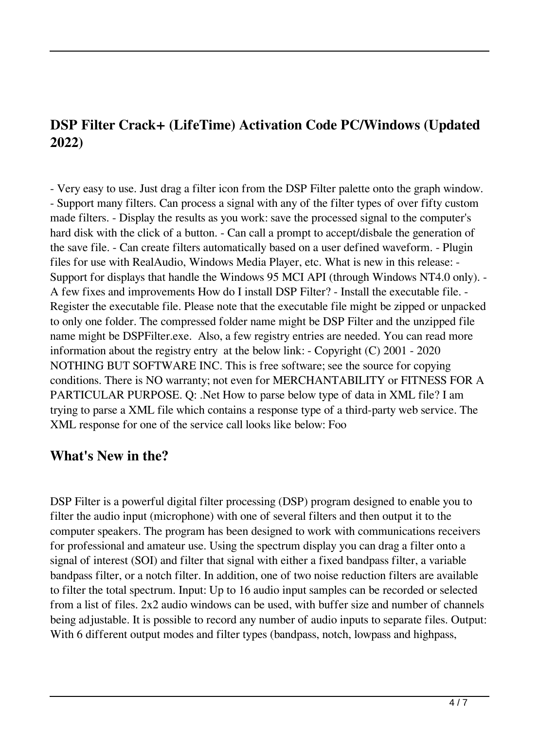## DSP Filter Crack+ (LifeTime) Activation Code PC/Windows (Updated 2022)

- Very easy to use. Just drag a filter icon from the DSP Filter palette onto the graph window. - Support many filters. Can process a signal with any of the filter types of over fifty custom made filters. - Display the results as you work: save the processed signal to the computer's hard disk with the click of a button. - Can call a prompt to accept/disbale the generation of the save file. - Can create filters automatically based on a user defined waveform. - Plugin files for use with RealAudio, Windows Media Player, etc. What is new in this release: - Support for displays that handle the Windows 95 MCI API (through Windows NT4.0 only). - A few fixes and improvements How do I install DSP Filter? - Install the executable file. - Register the executable file. Please note that the executable file might be zipped or unpacked to only one folder. The compressed folder name might be DSP Filter and the unzipped file name might be DSPFilter.exe. Also, a few registry entries are needed. You can read more information about the registry entry at the below link: - Copyright (C) 2001 - 2020 NOTHING BUT SOFTWARE INC. This is free software; see the source for copying conditions. There is NO warranty; not even for MERCHANTABILITY or FITNESS FOR A PARTICULAR PURPOSE. Q: .Net How to parse below type of data in XML file? I am trying to parse a XML file which contains a response type of a third-party web service. The XML response for one of the service call looks like below: Foo

## What's New in the?

DSP Filter is a powerful digital filter processing (DSP) program designed to enable you to filter the audio input (microphone) with one of several filters and then output it to the computer speakers. The program has been designed to work with communications receivers for professional and amateur use. Using the spectrum display you can drag a filter onto a signal of interest (SOI) and filter that signal with either a fixed bandpass filter, a variable bandpass filter, or a notch filter. In addition, one of two noise reduction filters are available to filter the total spectrum. Input: Up to 16 audio input samples can be recorded or selected from a list of files. 2x2 audio windows can be used, with buffer size and number of channels being adjustable. It is possible to record any number of audio inputs to separate files. Output: With 6 different output modes and filter types (bandpass, notch, lowpass and highpass,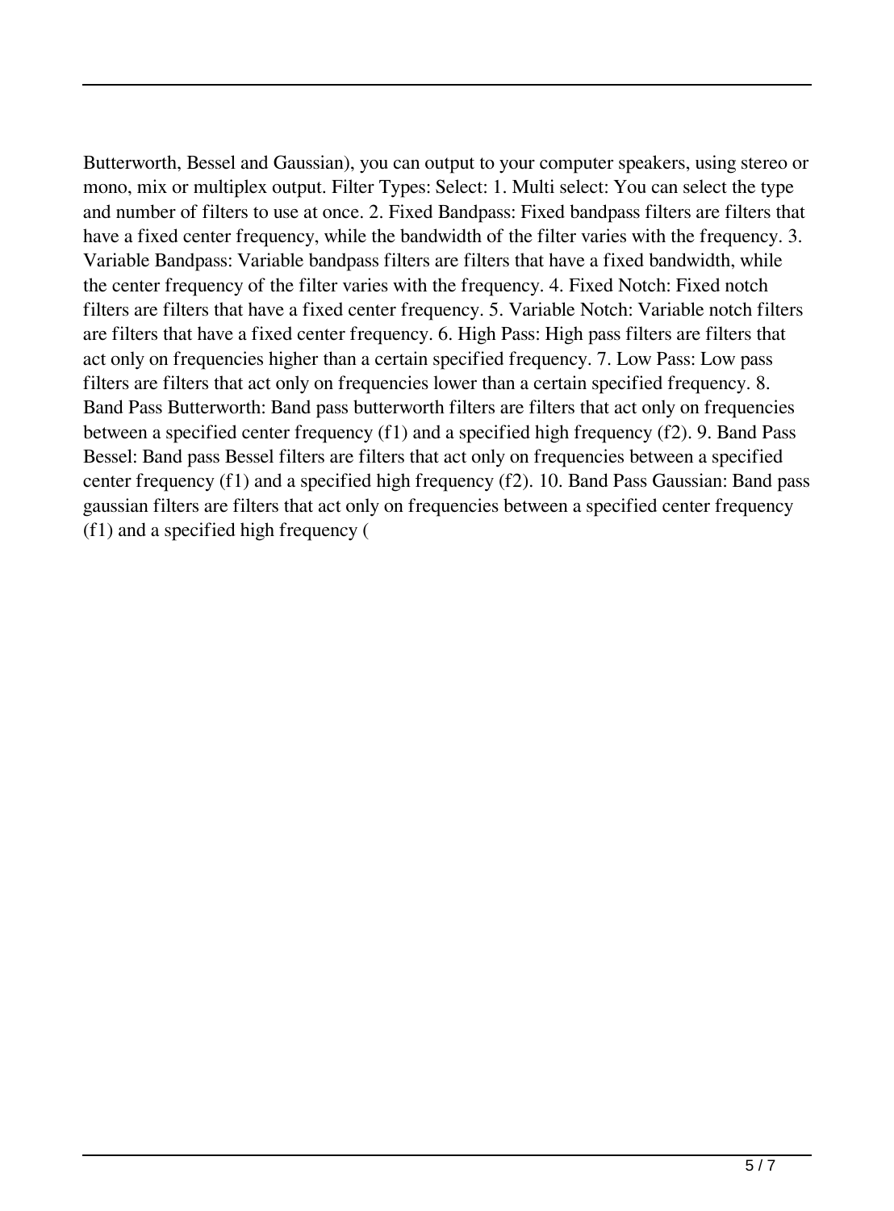Butterworth, Bessel and Gaussian), you can output to your computer speakers, using stereo or mono, mix or multiplex output. Filter Types: Select: 1. Multi select: You can select the type and number of filters to use at once. 2. Fixed Bandpass: Fixed bandpass filters are filters that have a fixed center frequency, while the bandwidth of the filter varies with the frequency. 3. Variable Bandpass: Variable bandpass filters are filters that have a fixed bandwidth, while the center frequency of the filter varies with the frequency. 4. Fixed Notch: Fixed notch filters are filters that have a fixed center frequency. 5. Variable Notch: Variable notch filters are filters that have a fixed center frequency. 6. High Pass: High pass filters are filters that act only on frequencies higher than a certain specified frequency. 7. Low Pass: Low pass filters are filters that act only on frequencies lower than a certain specified frequency. 8. Band Pass Butterworth: Band pass butterworth filters are filters that act only on frequencies between a specified center frequency (f1) and a specified high frequency (f2). 9. Band Pass Bessel: Band pass Bessel filters are filters that act only on frequencies between a specified center frequency (f1) and a specified high frequency (f2). 10. Band Pass Gaussian: Band pass gaussian filters are filters that act only on frequencies between a specified center frequency (f1) and a specified high frequency (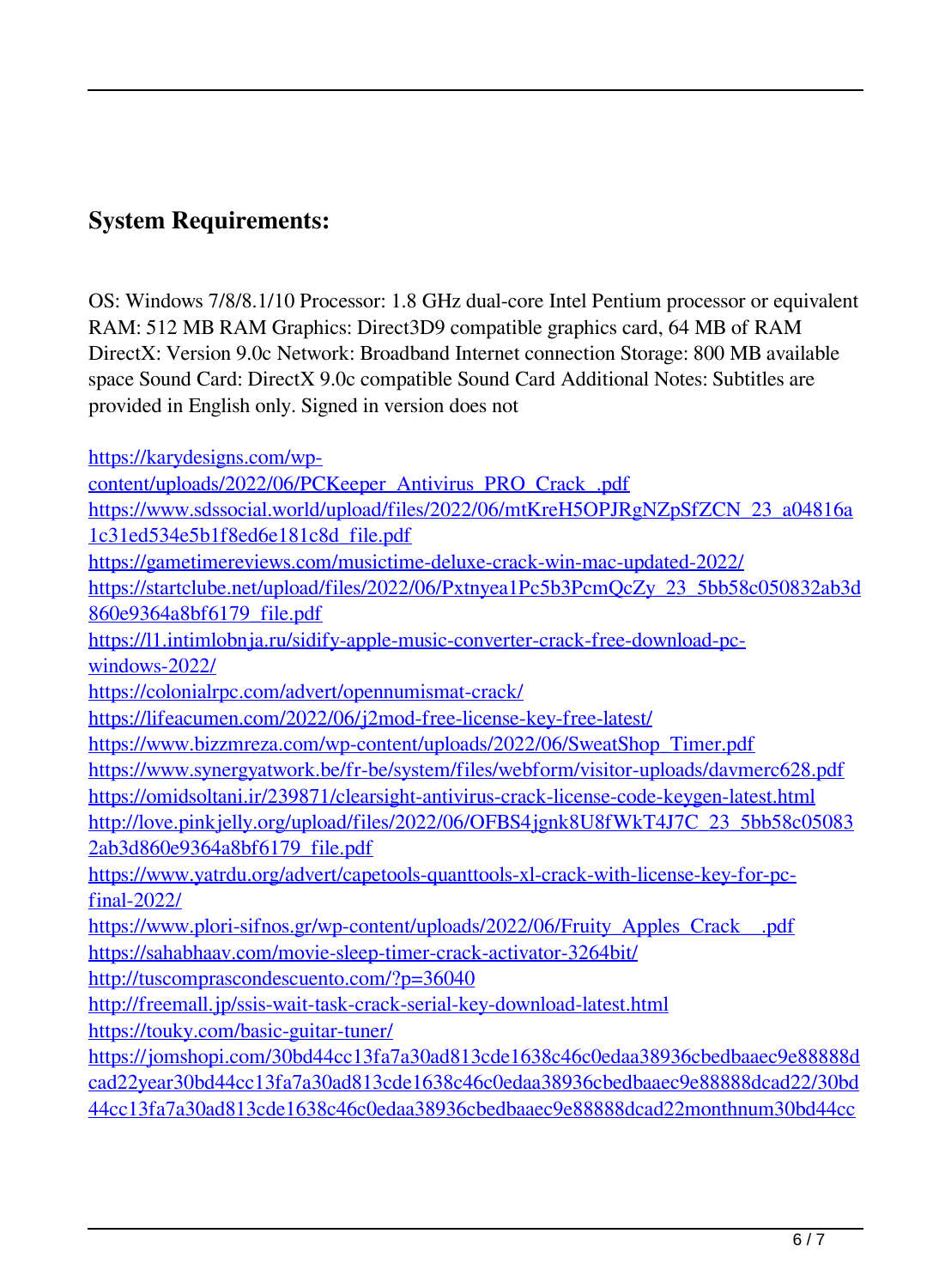## System Requirements:

OS: Windows 7/8/8.1/10 Processor: 1.8 GHz dual-core Intel Pentium processor or equivalent RAM: 512 MB RAM Graphics: Direct3D9 compatible graphics card, 64 MB of RAM DirectX: Version 9.0c Network: Broadband Internet connection Storage: 800 MB available space Sound Card: DirectX 9.0c compatible Sound Card Additional Notes: Subtitles are provided in English only. Signed in version does not

https://karydesigns.com/wp-content/uploads/2022/06/PCKeeper_Antivirus_PRO_Crack_.pdf
https://www.sdssocial.world/upload/files/2022/06/mtKreH5OPJRgNZpSfZCN_23_a04816a1c31ed534e5b1f8ed6e181c8d_file.pdf
https://gametimereviews.com/musictime-deluxe-crack-win-mac-updated-2022/
https://startclube.net/upload/files/2022/06/Pxtnyea1Pc5b3PcmQcZy_23_5bb58c050832ab3d860e9364a8bf6179_file.pdf
https://l1.intimlobnja.ru/sidify-apple-music-converter-crack-free-download-pc-windows-2022/
https://colonialrpc.com/advert/opennumismat-crack/
https://lifeacumen.com/2022/06/j2mod-free-license-key-free-latest/
https://www.bizzmreza.com/wp-content/uploads/2022/06/SweatShop_Timer.pdf
https://www.synergyatwork.be/fr-be/system/files/webform/visitor-uploads/davmerc628.pdf
https://omidsoltani.ir/239871/clearsight-antivirus-crack-license-code-keygen-latest.html
http://love.pinkjelly.org/upload/files/2022/06/OFBS4jgnk8U8fWkT4J7C_23_5bb58c050832ab3d860e9364a8bf6179_file.pdf
https://www.yatrdu.org/advert/capetools-quanttools-xl-crack-with-license-key-for-pc-final-2022/
https://www.plori-sifnos.gr/wp-content/uploads/2022/06/Fruity_Apples_Crack__.pdf
https://sahabhaav.com/movie-sleep-timer-crack-activator-3264bit/
http://tuscomprascondescuento.com/?p=36040
http://freemall.jp/ssis-wait-task-crack-serial-key-download-latest.html
https://touky.com/basic-guitar-tuner/
https://jomshopi.com/30bd44cc13fa7a30ad813cde1638c46c0edaa38936cbedbaaec9e88888dcad22year30bd44cc13fa7a30ad813cde1638c46c0edaa38936cbedbaaec9e88888dcad22/30bd44cc13fa7a30ad813cde1638c46c0edaa38936cbedbaaec9e88888dcad22monthnum30bd44cc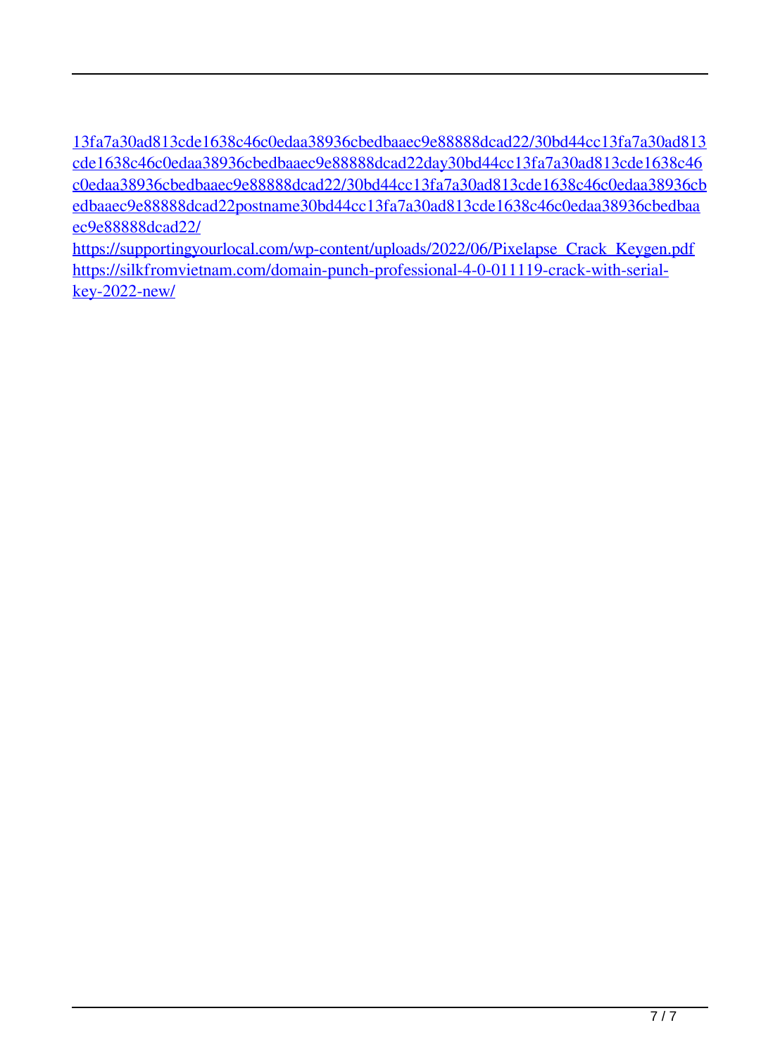13fa7a30ad813cde1638c46c0edaa38936cbedbaaec9e88888dcad22/30bd44cc13fa7a30ad813cde1638c46c0edaa38936cbedbaaec9e88888dcad22day30bd44cc13fa7a30ad813cde1638c46c0edaa38936cbedbaaec9e88888dcad22/30bd44cc13fa7a30ad813cde1638c46c0edaa38936cbedbaaec9e88888dcad22postname30bd44cc13fa7a30ad813cde1638c46c0edaa38936cbedbaaec9e88888dcad22/
https://supportingyourlocal.com/wp-content/uploads/2022/06/Pixelapse_Crack_Keygen.pdf
https://silkfromvietnam.com/domain-punch-professional-4-0-011119-crack-with-serial-key-2022-new/